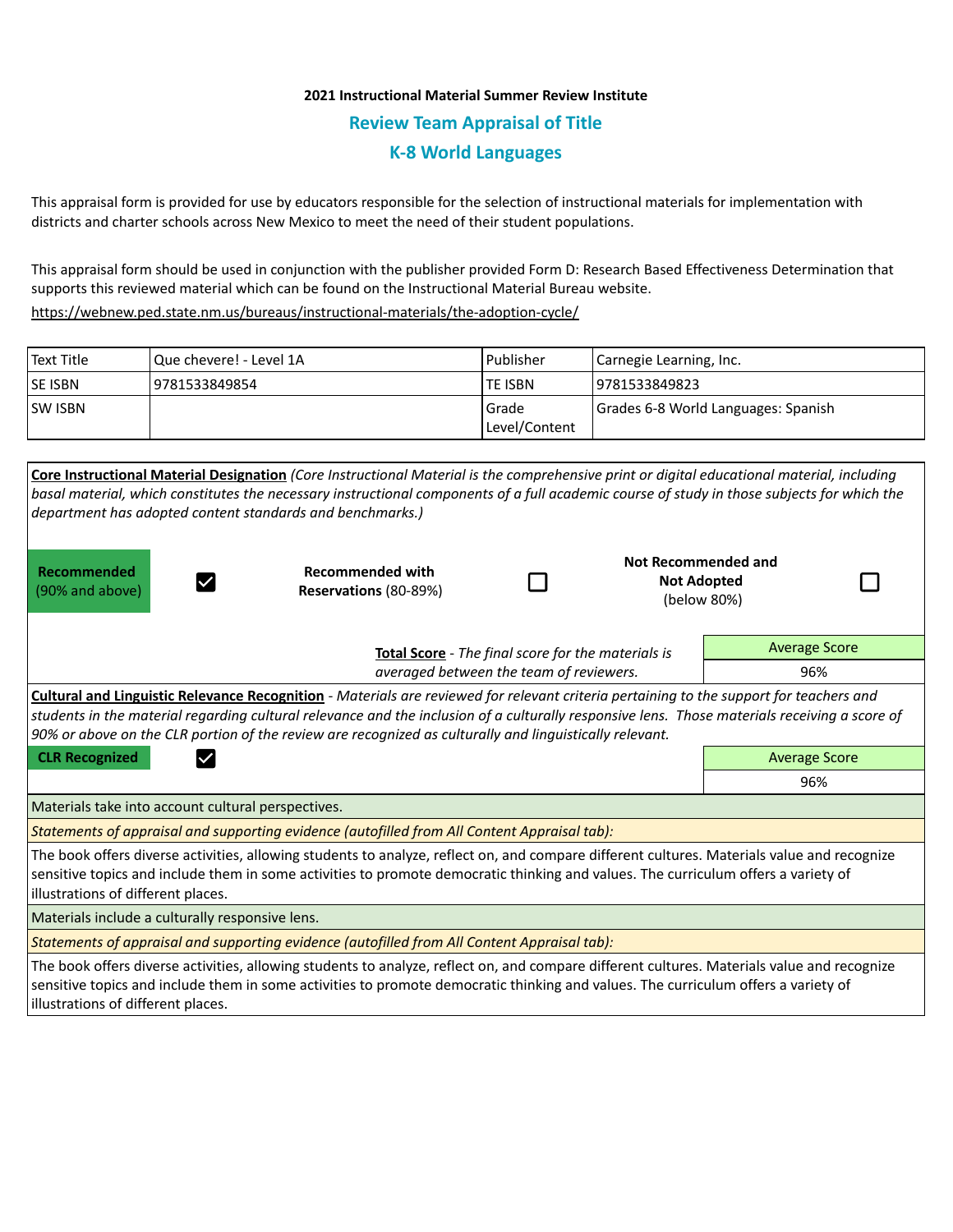**2021 Instructional Material Summer Review Institute**

## Review Team Appraisal of Title

## K-8 World Languages

This appraisal form is provided for use by educators responsible for the selection of instructional materials for implementation with districts and charter schools across New Mexico to meet the need of their student populations.

This appraisal form should be used in conjunction with the publisher provided Form D: Research Based Effectiveness Determination that supports this reviewed material which can be found on the Instructional Material Bureau website.

https://webnew.ped.state.nm.us/bureaus/instructional-materials/the-adoption-cycle/

| Text Title | Que chevere! - Level 1A | Publisher | Carnegie Learning, Inc. |
|---|---|---|---|
| SE ISBN | 9781533849854 | TE ISBN | 9781533849823 |
| SW ISBN | | Grade Level/Content | Grades 6-8 World Languages: Spanish |

**Core Instructional Material Designation** *(Core Instructional Material is the comprehensive print or digital educational material, including basal material, which constitutes the necessary instructional components of a full academic course of study in those subjects for which the department has adopted content standards and benchmarks.)*

| **Recommended** (90% and above) | ☑ | **Recommended with Reservations** (80-89%) | ☐ | **Not Recommended and Not Adopted** (below 80%) | ☐ |
|---|---|---|---|---|---|

| **Total Score** - *The final score for the materials is averaged between the team of reviewers.* | Average Score |
|---|---|
| | 96% |

**Cultural and Linguistic Relevance Recognition** - *Materials are reviewed for relevant criteria pertaining to the support for teachers and students in the material regarding cultural relevance and the inclusion of a culturally responsive lens. Those materials receiving a score of 90% or above on the CLR portion of the review are recognized as culturally and linguistically relevant.*

| **CLR Recognized** ☑ | Average Score |
|---|---|
| | 96% |

Materials take into account cultural perspectives.

*Statements of appraisal and supporting evidence (autofilled from All Content Appraisal tab):*

The book offers diverse activities, allowing students to analyze, reflect on, and compare different cultures. Materials value and recognize sensitive topics and include them in some activities to promote democratic thinking and values. The curriculum offers a variety of illustrations of different places.

Materials include a culturally responsive lens.

*Statements of appraisal and supporting evidence (autofilled from All Content Appraisal tab):*

The book offers diverse activities, allowing students to analyze, reflect on, and compare different cultures. Materials value and recognize sensitive topics and include them in some activities to promote democratic thinking and values. The curriculum offers a variety of illustrations of different places.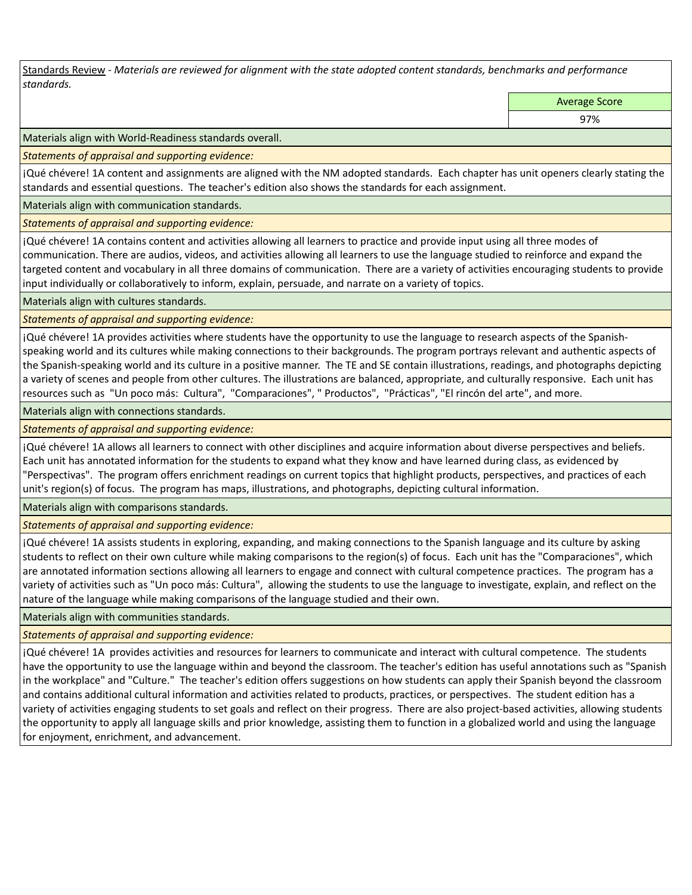<u>Standards Review</u> - *Materials are reviewed for alignment with the state adopted content standards, benchmarks and performance standards.*

| Average Score |
| --- |
| 97% |

Materials align with World-Readiness standards overall.

*Statements of appraisal and supporting evidence:*

¡Qué chévere! 1A content and assignments are aligned with the NM adopted standards. Each chapter has unit openers clearly stating the standards and essential questions. The teacher's edition also shows the standards for each assignment.

Materials align with communication standards.

*Statements of appraisal and supporting evidence:*

¡Qué chévere! 1A contains content and activities allowing all learners to practice and provide input using all three modes of communication. There are audios, videos, and activities allowing all learners to use the language studied to reinforce and expand the targeted content and vocabulary in all three domains of communication. There are a variety of activities encouraging students to provide input individually or collaboratively to inform, explain, persuade, and narrate on a variety of topics.

Materials align with cultures standards.

*Statements of appraisal and supporting evidence:*

¡Qué chévere! 1A provides activities where students have the opportunity to use the language to research aspects of the Spanish-speaking world and its cultures while making connections to their backgrounds. The program portrays relevant and authentic aspects of the Spanish-speaking world and its culture in a positive manner. The TE and SE contain illustrations, readings, and photographs depicting a variety of scenes and people from other cultures. The illustrations are balanced, appropriate, and culturally responsive. Each unit has resources such as "Un poco más: Cultura", "Comparaciones", " Productos", "Prácticas", "El rincón del arte", and more.

Materials align with connections standards.

*Statements of appraisal and supporting evidence:*

¡Qué chévere! 1A allows all learners to connect with other disciplines and acquire information about diverse perspectives and beliefs. Each unit has annotated information for the students to expand what they know and have learned during class, as evidenced by "Perspectivas". The program offers enrichment readings on current topics that highlight products, perspectives, and practices of each unit's region(s) of focus. The program has maps, illustrations, and photographs, depicting cultural information.

Materials align with comparisons standards.

*Statements of appraisal and supporting evidence:*

¡Qué chévere! 1A assists students in exploring, expanding, and making connections to the Spanish language and its culture by asking students to reflect on their own culture while making comparisons to the region(s) of focus. Each unit has the "Comparaciones", which are annotated information sections allowing all learners to engage and connect with cultural competence practices. The program has a variety of activities such as "Un poco más: Cultura", allowing the students to use the language to investigate, explain, and reflect on the nature of the language while making comparisons of the language studied and their own.

Materials align with communities standards.

*Statements of appraisal and supporting evidence:*

¡Qué chévere! 1A provides activities and resources for learners to communicate and interact with cultural competence. The students have the opportunity to use the language within and beyond the classroom. The teacher's edition has useful annotations such as "Spanish in the workplace" and "Culture." The teacher's edition offers suggestions on how students can apply their Spanish beyond the classroom and contains additional cultural information and activities related to products, practices, or perspectives. The student edition has a variety of activities engaging students to set goals and reflect on their progress. There are also project-based activities, allowing students the opportunity to apply all language skills and prior knowledge, assisting them to function in a globalized world and using the language for enjoyment, enrichment, and advancement.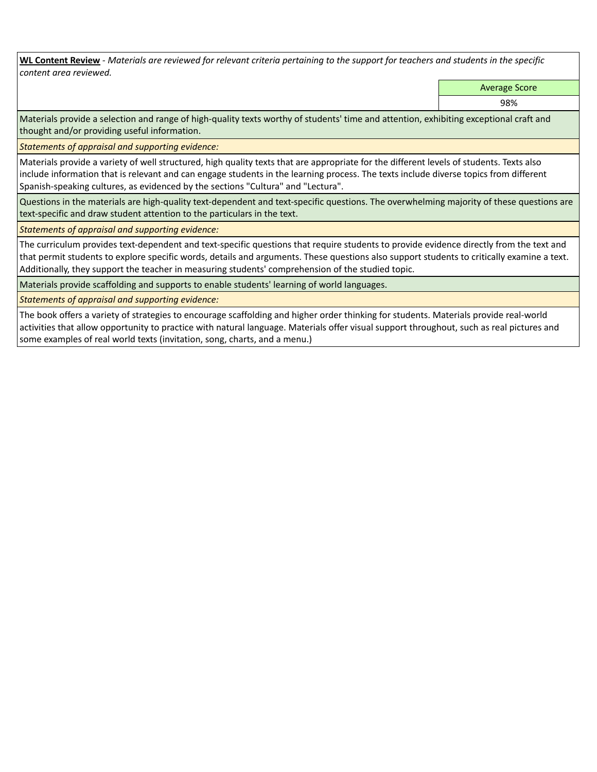**WL Content Review** - *Materials are reviewed for relevant criteria pertaining to the support for teachers and students in the specific content area reviewed.*

| Average Score |
|---|
| 98% |

Materials provide a selection and range of high-quality texts worthy of students' time and attention, exhibiting exceptional craft and thought and/or providing useful information.

*Statements of appraisal and supporting evidence:*

Materials provide a variety of well structured, high quality texts that are appropriate for the different levels of students. Texts also include information that is relevant and can engage students in the learning process. The texts include diverse topics from different Spanish-speaking cultures, as evidenced by the sections "Cultura" and "Lectura".

Questions in the materials are high-quality text-dependent and text-specific questions. The overwhelming majority of these questions are text-specific and draw student attention to the particulars in the text.

*Statements of appraisal and supporting evidence:*

The curriculum provides text-dependent and text-specific questions that require students to provide evidence directly from the text and that permit students to explore specific words, details and arguments. These questions also support students to critically examine a text. Additionally, they support the teacher in measuring students' comprehension of the studied topic.

Materials provide scaffolding and supports to enable students' learning of world languages.

*Statements of appraisal and supporting evidence:*

The book offers a variety of strategies to encourage scaffolding and higher order thinking for students. Materials provide real-world activities that allow opportunity to practice with natural language. Materials offer visual support throughout, such as real pictures and some examples of real world texts (invitation, song, charts, and a menu.)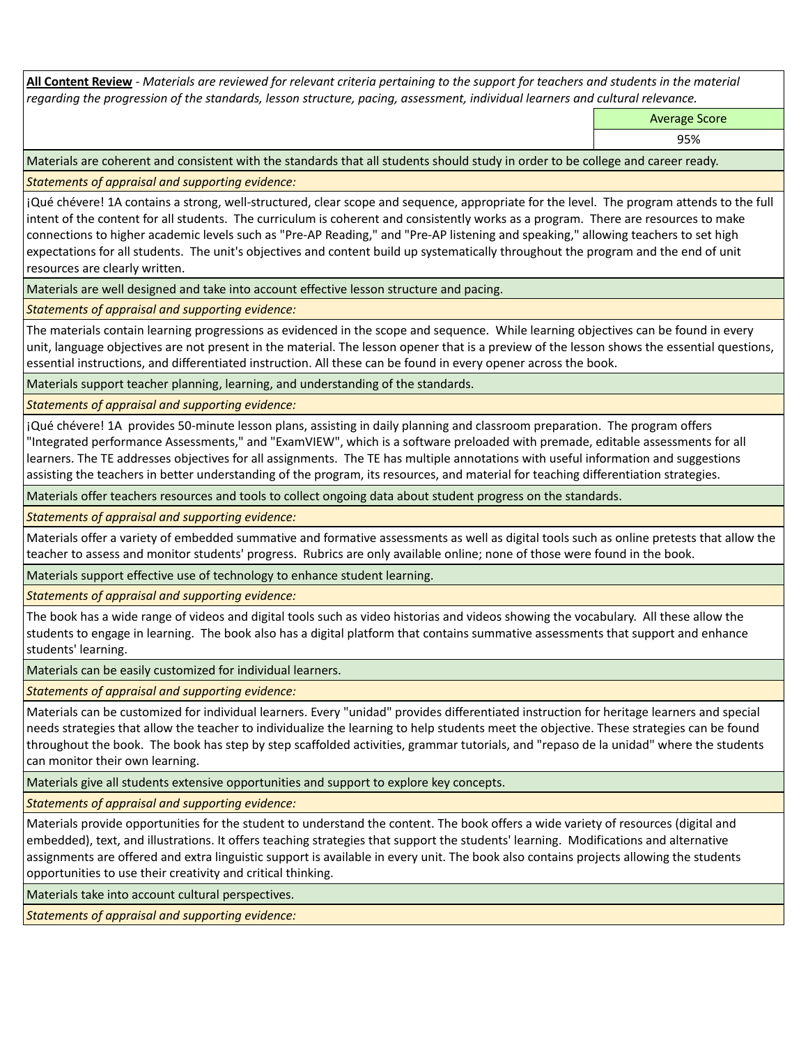**All Content Review** - *Materials are reviewed for relevant criteria pertaining to the support for teachers and students in the material regarding the progression of the standards, lesson structure, pacing, assessment, individual learners and cultural relevance.*

| | Average Score |
|---|---|
| | 95% |

Materials are coherent and consistent with the standards that all students should study in order to be college and career ready.

*Statements of appraisal and supporting evidence:*

¡Qué chévere! 1A contains a strong, well-structured, clear scope and sequence, appropriate for the level. The program attends to the full intent of the content for all students. The curriculum is coherent and consistently works as a program. There are resources to make connections to higher academic levels such as "Pre-AP Reading," and "Pre-AP listening and speaking," allowing teachers to set high expectations for all students. The unit's objectives and content build up systematically throughout the program and the end of unit resources are clearly written.

Materials are well designed and take into account effective lesson structure and pacing.

*Statements of appraisal and supporting evidence:*

The materials contain learning progressions as evidenced in the scope and sequence. While learning objectives can be found in every unit, language objectives are not present in the material. The lesson opener that is a preview of the lesson shows the essential questions, essential instructions, and differentiated instruction. All these can be found in every opener across the book.

Materials support teacher planning, learning, and understanding of the standards.

*Statements of appraisal and supporting evidence:*

¡Qué chévere! 1A provides 50-minute lesson plans, assisting in daily planning and classroom preparation. The program offers "Integrated performance Assessments," and "ExamVIEW", which is a software preloaded with premade, editable assessments for all learners. The TE addresses objectives for all assignments. The TE has multiple annotations with useful information and suggestions assisting the teachers in better understanding of the program, its resources, and material for teaching differentiation strategies.

Materials offer teachers resources and tools to collect ongoing data about student progress on the standards.

*Statements of appraisal and supporting evidence:*

Materials offer a variety of embedded summative and formative assessments as well as digital tools such as online pretests that allow the teacher to assess and monitor students' progress. Rubrics are only available online; none of those were found in the book.

Materials support effective use of technology to enhance student learning.

*Statements of appraisal and supporting evidence:*

The book has a wide range of videos and digital tools such as video historias and videos showing the vocabulary. All these allow the students to engage in learning. The book also has a digital platform that contains summative assessments that support and enhance students' learning.

Materials can be easily customized for individual learners.

*Statements of appraisal and supporting evidence:*

Materials can be customized for individual learners. Every "unidad" provides differentiated instruction for heritage learners and special needs strategies that allow the teacher to individualize the learning to help students meet the objective. These strategies can be found throughout the book. The book has step by step scaffolded activities, grammar tutorials, and "repaso de la unidad" where the students can monitor their own learning.

Materials give all students extensive opportunities and support to explore key concepts.

*Statements of appraisal and supporting evidence:*

Materials provide opportunities for the student to understand the content. The book offers a wide variety of resources (digital and embedded), text, and illustrations. It offers teaching strategies that support the students' learning. Modifications and alternative assignments are offered and extra linguistic support is available in every unit. The book also contains projects allowing the students opportunities to use their creativity and critical thinking.

Materials take into account cultural perspectives.

*Statements of appraisal and supporting evidence:*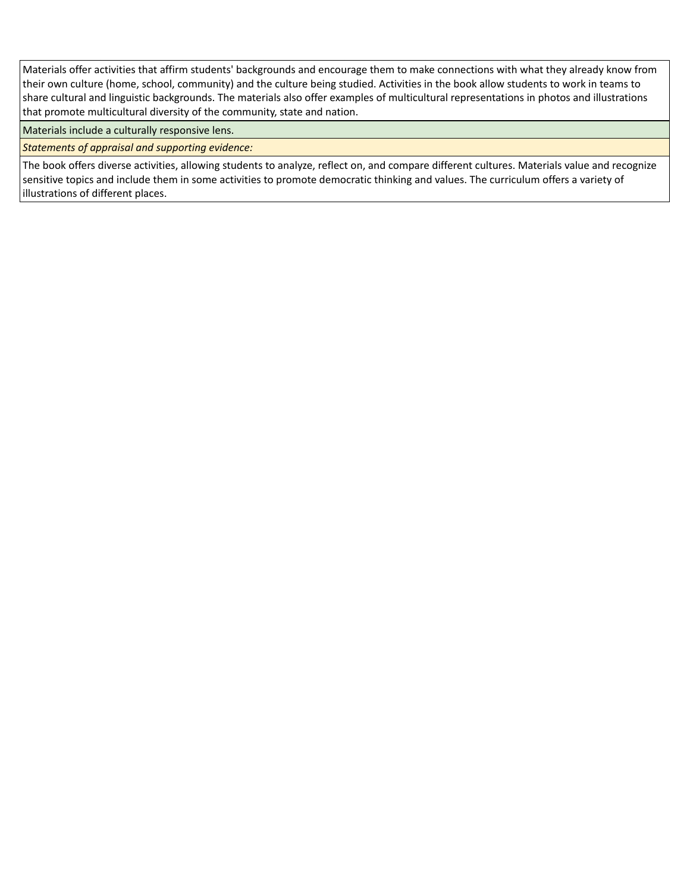Materials offer activities that affirm students' backgrounds and encourage them to make connections with what they already know from their own culture (home, school, community) and the culture being studied. Activities in the book allow students to work in teams to share cultural and linguistic backgrounds. The materials also offer examples of multicultural representations in photos and illustrations that promote multicultural diversity of the community, state and nation.

Materials include a culturally responsive lens.

*Statements of appraisal and supporting evidence:*

The book offers diverse activities, allowing students to analyze, reflect on, and compare different cultures. Materials value and recognize sensitive topics and include them in some activities to promote democratic thinking and values. The curriculum offers a variety of illustrations of different places.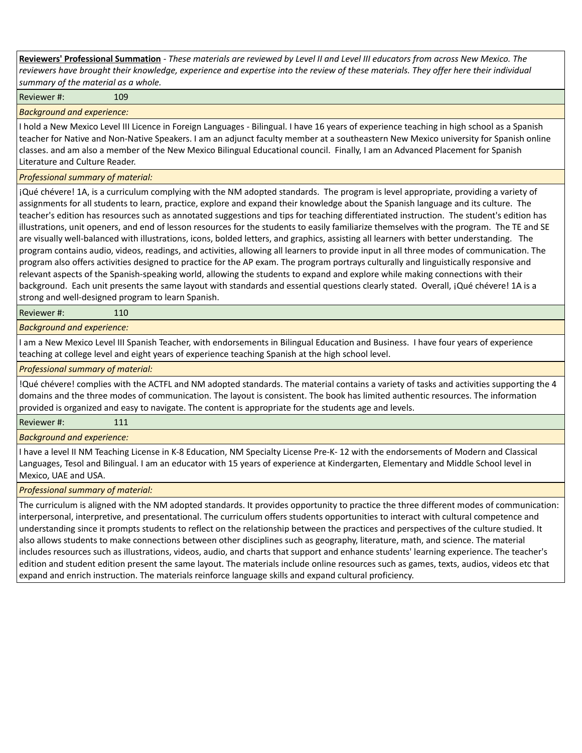**<u>Reviewers' Professional Summation</u>** - *These materials are reviewed by Level II and Level III educators from across New Mexico. The reviewers have brought their knowledge, experience and expertise into the review of these materials. They offer here their individual summary of the material as a whole.*

Reviewer #: 109

*Background and experience:*

I hold a New Mexico Level III Licence in Foreign Languages - Bilingual. I have 16 years of experience teaching in high school as a Spanish teacher for Native and Non-Native Speakers. I am an adjunct faculty member at a southeastern New Mexico university for Spanish online classes. and am also a member of the New Mexico Bilingual Educational council. Finally, I am an Advanced Placement for Spanish Literature and Culture Reader.

*Professional summary of material:*

¡Qué chévere! 1A, is a curriculum complying with the NM adopted standards. The program is level appropriate, providing a variety of assignments for all students to learn, practice, explore and expand their knowledge about the Spanish language and its culture. The teacher's edition has resources such as annotated suggestions and tips for teaching differentiated instruction. The student's edition has illustrations, unit openers, and end of lesson resources for the students to easily familiarize themselves with the program. The TE and SE are visually well-balanced with illustrations, icons, bolded letters, and graphics, assisting all learners with better understanding. The program contains audio, videos, readings, and activities, allowing all learners to provide input in all three modes of communication. The program also offers activities designed to practice for the AP exam. The program portrays culturally and linguistically responsive and relevant aspects of the Spanish-speaking world, allowing the students to expand and explore while making connections with their background. Each unit presents the same layout with standards and essential questions clearly stated. Overall, ¡Qué chévere! 1A is a strong and well-designed program to learn Spanish.

Reviewer #: 110

*Background and experience:*

I am a New Mexico Level III Spanish Teacher, with endorsements in Bilingual Education and Business. I have four years of experience teaching at college level and eight years of experience teaching Spanish at the high school level.

*Professional summary of material:*

!Qué chévere! complies with the ACTFL and NM adopted standards. The material contains a variety of tasks and activities supporting the 4 domains and the three modes of communication. The layout is consistent. The book has limited authentic resources. The information provided is organized and easy to navigate. The content is appropriate for the students age and levels.

Reviewer #: 111

*Background and experience:*

I have a level II NM Teaching License in K-8 Education, NM Specialty License Pre-K- 12 with the endorsements of Modern and Classical Languages, Tesol and Bilingual. I am an educator with 15 years of experience at Kindergarten, Elementary and Middle School level in Mexico, UAE and USA.

*Professional summary of material:*

The curriculum is aligned with the NM adopted standards. It provides opportunity to practice the three different modes of communication: interpersonal, interpretive, and presentational. The curriculum offers students opportunities to interact with cultural competence and understanding since it prompts students to reflect on the relationship between the practices and perspectives of the culture studied. It also allows students to make connections between other disciplines such as geography, literature, math, and science. The material includes resources such as illustrations, videos, audio, and charts that support and enhance students' learning experience. The teacher's edition and student edition present the same layout. The materials include online resources such as games, texts, audios, videos etc that expand and enrich instruction. The materials reinforce language skills and expand cultural proficiency.